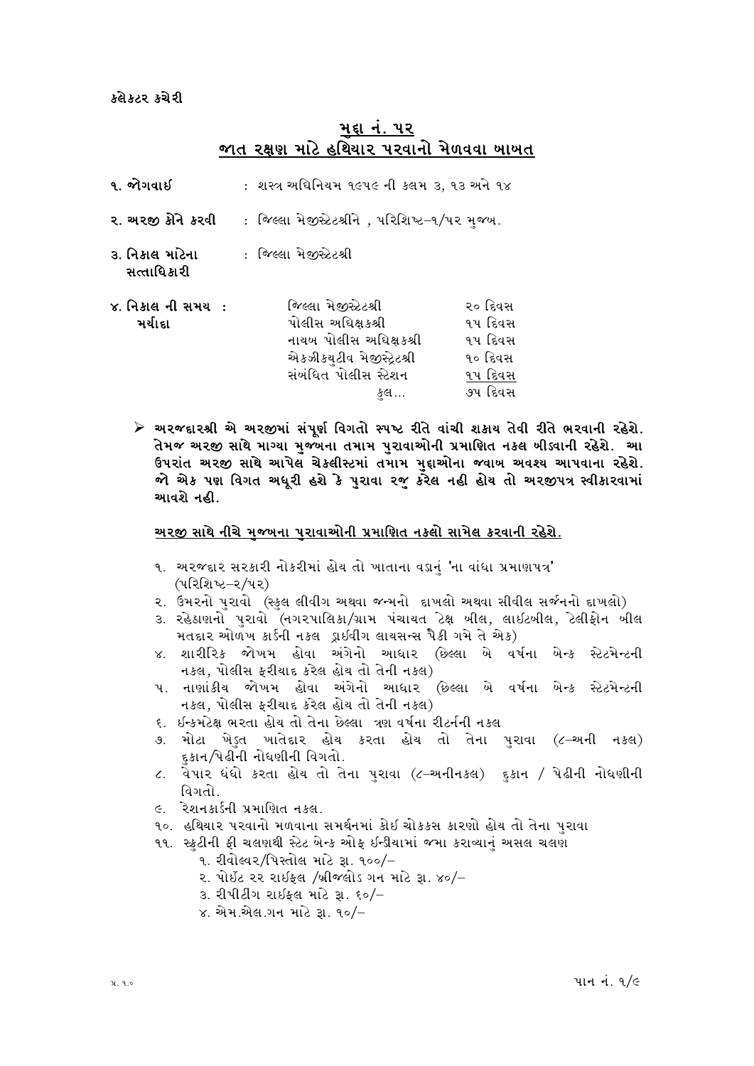કલેકટર કચેરી

## મુદ્દા નં. ૫૨
## જાત રક્ષણ માટે હથિયાર પરવાનો મેળવવા બાબત

**૧. જોગવાઈ** : શસ્ત્ર અધિનિયમ ૧૯૫૯ ની કલમ ૩, ૧૩ અને ૧૪

**૨. અરજી કોને કરવી** : જિલ્લા મેજીસ્ટ્રેટશ્રીને , પરિશિષ્ટ–૧/૫૨ મુજબ.

**૩. નિકાલ માટેના સત્તાધિકારી** : જિલ્લા મેજીસ્ટ્રેટશ્રી

**૪. નિકાલ ની સમય મર્યાદા :**

| | |
|---|---|
| જિલ્લા મેજીસ્ટ્રેટશ્રી | ૨૦ દિવસ |
| પોલીસ અધિક્ષકશ્રી | ૧૫ દિવસ |
| નાયબ પોલીસ અધિક્ષકશ્રી | ૧૫ દિવસ |
| એકઝીકયુટીવ મેજીસ્ટ્રેટશ્રી | ૧૦ દિવસ |
| સંબંધિત પોલીસ સ્ટેશન | ૧૫ દિવસ |
| કુલ... | ૭૫ દિવસ |

- **અરજદારશ્રી એ અરજીમાં સંપૂર્ણ વિગતો સ્પષ્ટ રીતે વાંચી શકાય તેવી રીતે ભરવાની રહેશે. તેમજ અરજી સાથે માગ્યા મુજબના તમામ પુરાવાઓની પ્રમાણિત નકલ બીડવાની રહેશે. આ ઉપરાંત અરજી સાથે આપેલ ચેકલીસ્ટમાં તમામ મુદ્દાઓના જવાબ અવશ્ય આપવાના રહેશે. જો એક પણ વિગત અધૂરી હશે કે પુરાવા રજુ કરેલ નહી હોય તો અરજીપત્ર સ્વીકારવામાં આવશે નહી.**

**<u>અરજી સાથે નીચે મુજબના પુરાવાઓની પ્રમાણિત નકલો સામેલ કરવાની રહેશે.</u>**

૧. અરજદાર સરકારી નોકરીમાં હોય તો ખાતાના વડાનું 'ના વાંધા પ્રમાણપત્ર' (પરિશિષ્ટ–૨/૫૨)
૨. ઉમરનો પુરાવો (સ્કુલ લીવીંગ અથવા જન્મનો દાખલો અથવા સીવીલ સર્જનનો દાખલો)
૩. રહેઠાણનો પુરાવો (નગરપાલિકા/ગ્રામ પંચાયત ટેક્ષ બીલ, લાઈટબીલ, ટેલીફોન બીલ મતદાર ઓળખ કાર્ડની નકલ ડ્રાઈવીંગ લાયસન્સ પૈકી ગમે તે એક)
૪. શારીરિક જોખમ હોવા અંગેનો આધાર (છેલ્લા બે વર્ષના બેન્ક સ્ટેટમેન્ટની નકલ, પોલીસ ફરીયાદ કરેલ હોય તો તેની નકલ)
૫. નાણાંકીય જોખમ હોવા અંગેનો આધાર (છેલ્લા બે વર્ષના બેન્ક સ્ટેટમેન્ટની નકલ, પોલીસ ફરીયાદ કરેલ હોય તો તેની નકલ)
૬. ઈન્કમટેક્ષ ભરતા હોય તો તેના છેલ્લા ત્રણ વર્ષના રીટર્નની નકલ
૭. મોટા ખેડુત ખાતેદાર હોય કરતા હોય તો તેના પુરાવા (૮–અની નકલ) દુકાન/પેઢીની નોધણીની વિગતો.
૮. વેપાર ધંધો કરતા હોય તો તેના પુરાવા (૮–અનીનકલ) દુકાન / પેઢીની નોધણીની વિગતો.
૯. રેશનકાર્ડની પ્રમાણિત નકલ.
૧૦. હથિયાર પરવાનો મળવાના સમર્થનમાં કોઈ ચોકકસ કારણો હોય તો તેના પુરાવા
૧૧. સ્કુટીની ફી ચલણથી સ્ટેટ બેન્ક ઓફ ઈન્ડીયામાં જમા કરાવ્યાનું અસલ ચલણ
    ૧. રીવોલ્વર/પિસ્તોલ માટે રૂા. ૧૦૦/–
    ૨. પોઈંટ ૨૨ રાઈફલ /શ્રીજલોડ ગન માટે રૂા. ૪૦/–
    ૩. રીપીટીંગ રાઈફલ માટે રૂા. ૬૦/–
    ૪. એમ.એલ.ગન માટે રૂા. ૧૦/–

પ્ર. ૧.૦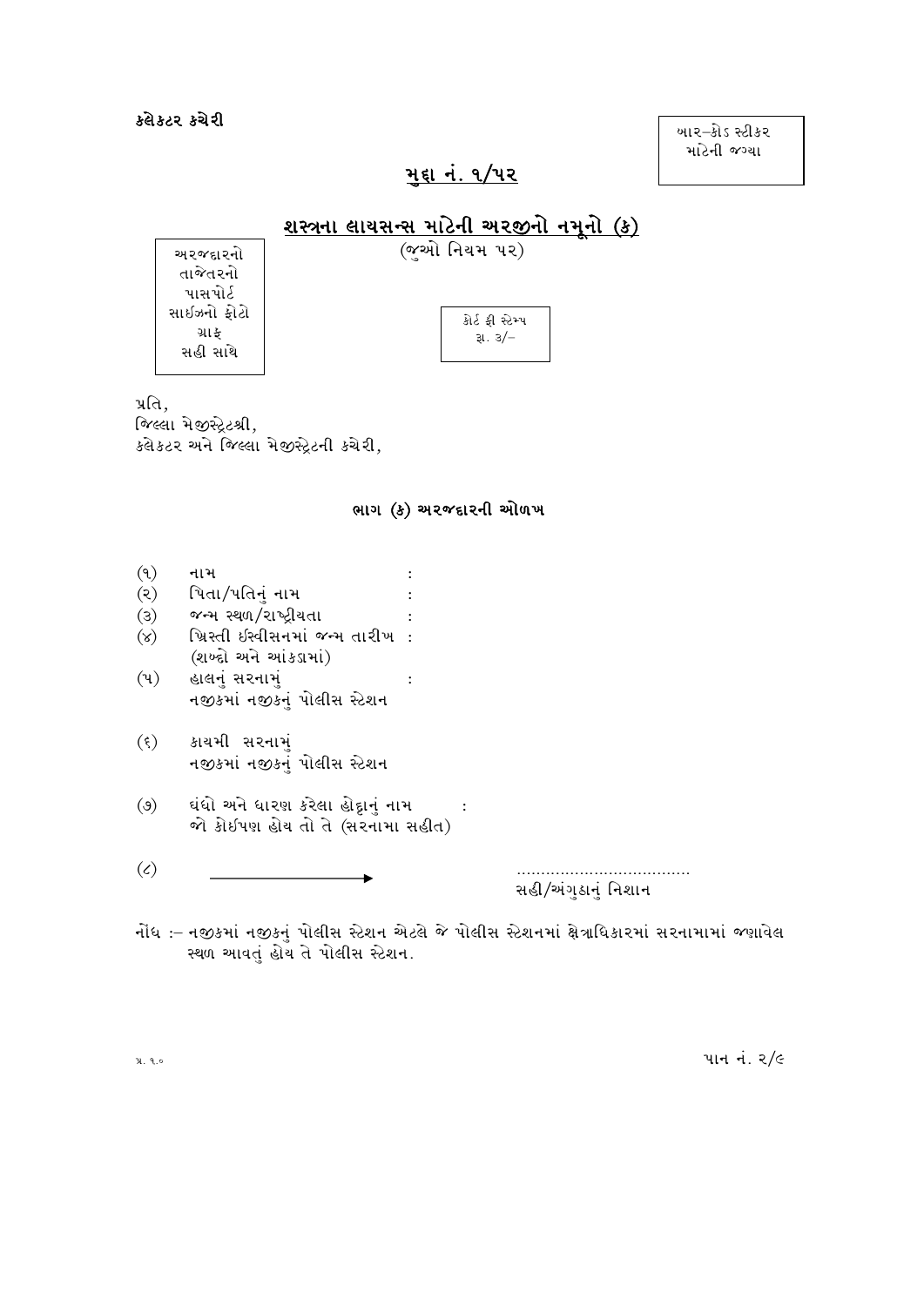કલેકટર કચેરી

બાર–કોડ સ્ટીકર માટેની જગ્યા

## મુદ્દા નં. ૧/૫૨

## શસ્ત્રના લાયસન્સ માટેની અરજીનો નમૂનો (ક)

(જુઓ નિયમ ૫૨)

અરજદારનો તાજેતરનો પાસપોર્ટ સાઇઝનો ફોટો ગ્રાફ સહી સાથે

કોર્ટ ફી સ્ટેમ્પ રૂા. ૩/–

પ્રતિ,
જિલ્લા મેજીસ્ટ્રેટશ્રી,
કલેકટર અને જિલ્લા મેજીસ્ટ્રેટની કચેરી,

### ભાગ (ક) અરજદારની ઓળખ

(૧) નામ :

(૨) પિતા/પતિનું નામ :

(૩) જન્મ સ્થળ/રાષ્ટ્રીયતા :

(૪) ખ્રિસ્તી ઈસ્વીસનમાં જન્મ તારીખ :
(શબ્દો અને આંકડામાં)

(૫) હાલનું સરનામું :
નજીકમાં નજીકનું પોલીસ સ્ટેશન

(૬) કાયમી સરનામું
નજીકમાં નજીકનું પોલીસ સ્ટેશન

(૭) ધંધો અને ધારણ કરેલા હોદ્દાનું નામ :
જો કોઈપણ હોય તો તે (સરનામા સહીત)

(૮) ⟶ ...................................
સહી/અંગુઠાનું નિશાન

નોંધ :– નજીકમાં નજીકનું પોલીસ સ્ટેશન એટલે જે પોલીસ સ્ટેશનમાં ક્ષેત્રાધિકારમાં સરનામામાં જણાવેલ સ્થળ આવતું હોય તે પોલીસ સ્ટેશન.

પ્ર. ૧.૦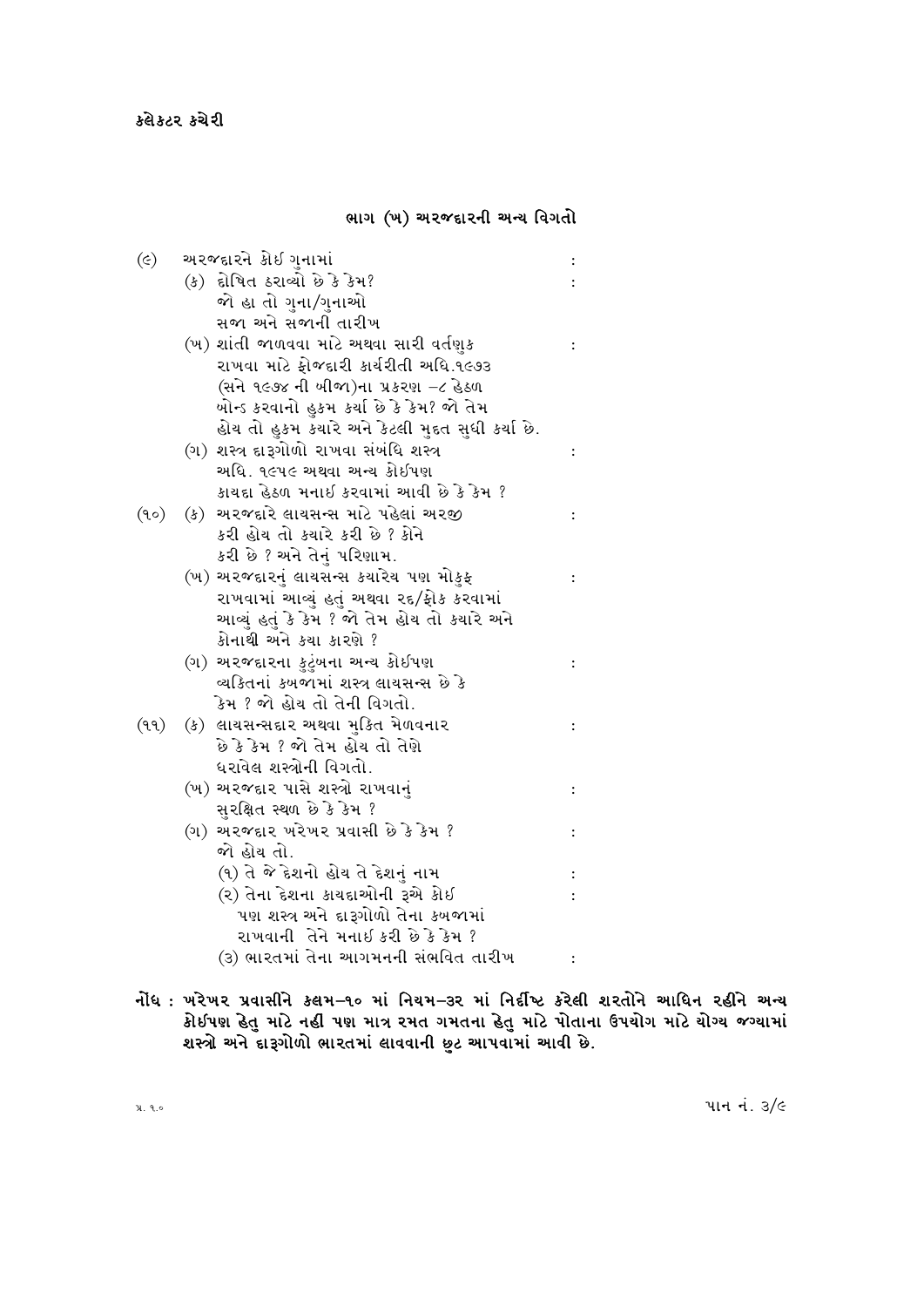કલેકટર કચેરી

## ભાગ (ખ) અરજદારની અન્ય વિગતો

(૯) અરજદારને કોઈ ગુનામાં

(ક) દોષિત ઠરાવ્યો છે કે કેમ? જો હા તો ગુના/ગુનાઓ સજા અને સજાની તારીખ :

(ખ) શાંતી જાળવવા માટે અથવા સારી વર્તણુક રાખવા માટે ફોજદારી કાર્યરીતી અધિ.૧૯૭૩ (સને ૧૯૭૪ ની બીજા)ના પ્રકરણ –૮ હેઠળ બોન્ડ કરવાનો હુકમ કર્યા છે કે કેમ? જો તેમ હોય તો હુકમ કયારે અને કેટલી મુદત સુધી કર્યા છે. :

(ગ) શસ્ત્ર દારૂગોળો રાખવા સંબંધિ શસ્ત્ર અધિ. ૧૯૫૯ અથવા અન્ય કોઈપણ કાયદા હેઠળ મનાઈ કરવામાં આવી છે કે કેમ ? :

(૧૦) (ક) અરજદારે લાયસન્સ માટે પહેલાં અરજી કરી હોય તો કયારે કરી છે ? કોને કરી છે ? અને તેનું પરિણામ. :

(ખ) અરજદારનું લાયસન્સ કયારેય પણ મોકુફ રાખવામાં આવ્યું હતું અથવા રદ/ફોક કરવામાં આવ્યું હતું કે કેમ ? જો તેમ હોય તો કયારે અને કોનાથી અને કયા કારણે ? :

(ગ) અરજદારના કુટુંબના અન્ય કોઈપણ વ્યકિતનાં કબજામાં શસ્ત્ર લાયસન્સ છે કે કેમ ? જો હોય તો તેની વિગતો. :

(૧૧) (ક) લાયસન્સદાર અથવા મુકિત મેળવનાર છે કે કેમ ? જો તેમ હોય તો તેણે ધરાવેલ શસ્ત્રોની વિગતો. :

(ખ) અરજદાર પાસે શસ્ત્રો રાખવાનું સુરક્ષિત સ્થળ છે કે કેમ ? :

(ગ) અરજદાર ખરેખર પ્રવાસી છે કે કેમ ? જો હોય તો. :

(૧) તે જે દેશનો હોય તે દેશનું નામ :

(૨) તેના દેશના કાયદાઓની રૂએ કોઈ પણ શસ્ત્ર અને દારૂગોળો તેના કબજામાં રાખવાની તેને મનાઈ કરી છે કે કેમ ? :

(૩) ભારતમાં તેના આગમનની સંભવિત તારીખ :

**નોંધ : ખરેખર પ્રવાસીને કલમ–૧૦ માં નિયમ–૩૨ માં નિર્દીષ્ટ કરેલી શરતોને આધિન રહીને અન્ય કોઈપણ હેતુ માટે નહી પણ માત્ર રમત ગમતના હેતુ માટે પોતાના ઉપયોગ માટે યોગ્ય જગ્યામાં શસ્ત્રો અને દારૂગોળો ભારતમાં લાવવાની છુટ આપવામાં આવી છે.**

પ્ર. ૧.૦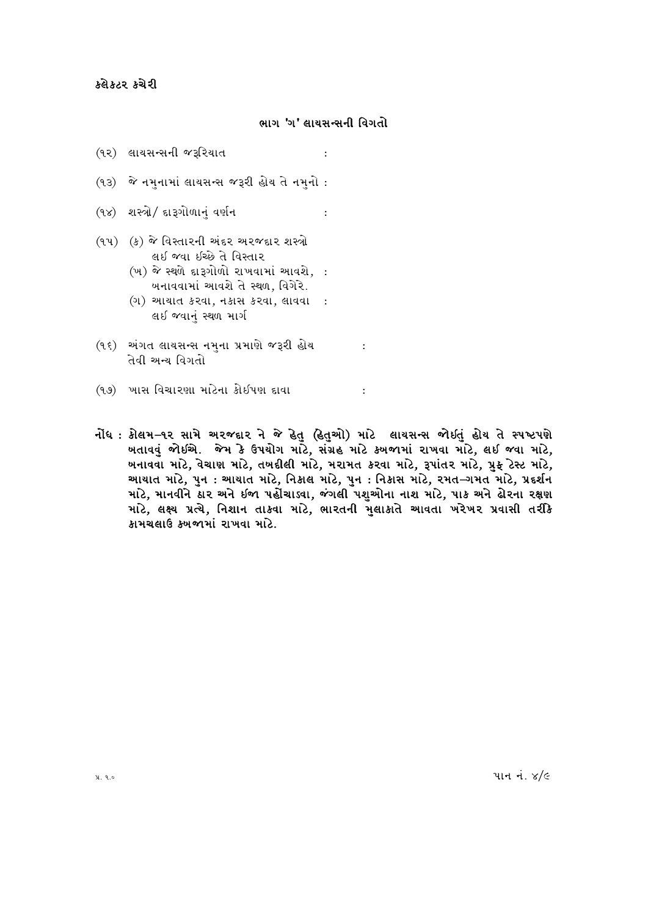કલેકટર કચેરી

## ભાગ 'ગ' લાયસન્સની વિગતો

(૧૨) લાયસન્સની જરૂરિયાત :

(૧૩) જે નમુનામાં લાયસન્સ જરૂરી હોય તે નમુનો :

(૧૪) શસ્ત્રો/ દારૂગોળાનું વર્ણન :

(૧૫) (ક) જે વિસ્તારની અંદર અરજદાર શસ્ત્રો લઇ જવા ઇચ્છે તે વિસ્તાર
(ખ) જે સ્થળે દારૂગોળો રાખવામાં આવશે, બનાવવામાં આવશે તે સ્થળ, વિગેરે. :
(ગ) આયાત કરવા, નકાસ કરવા, લાવવા લઇ જવાનું સ્થળ માર્ગ :

(૧૬) અંગત લાયસન્સ નમુના પ્રમાણે જરૂરી હોય તેવી અન્ય વિગતો :

(૧૭) ખાસ વિચારણા માટેના કોઈપણ દાવા :

**નોંધ : કોલમ–૧૨ સામે અરજદાર ને જે હેતુ (હેતુઓ) માટે લાયસન્સ જોઈતું હોય તે સ્પષ્ટપણે બતાવવું જોઇએ. જેમ કે ઉપયોગ માટે, સંગ્રહ માટે કબજામાં રાખવા માટે, લઇ જવા માટે, બનાવવા માટે, વેચાણ માટે, તબદીલી માટે, મરામત કરવા માટે, રૂપાંતર માટે, પ્રુફ ટેસ્ટ માટે, આયાત માટે, પુન : આયાત માટે, નિકાલ માટે, પુન : નિકાસ માટે, રમત–ગમત માટે, પ્રદર્શન માટે, માનવીને ઠાર અને ઇજા પહોંચાડવા, જંગલી પશુઓના નાશ માટે, પાક અને ઢોરના રક્ષણ માટે, લક્ષ્ય પ્રત્યે, નિશાન તાકવા માટે, ભારતની મુલાકાતે આવતા ખરેખર પ્રવાસી તરીકે કામચલાઉ કબજામાં રાખવા માટે.**

પ્ર. ૧.૦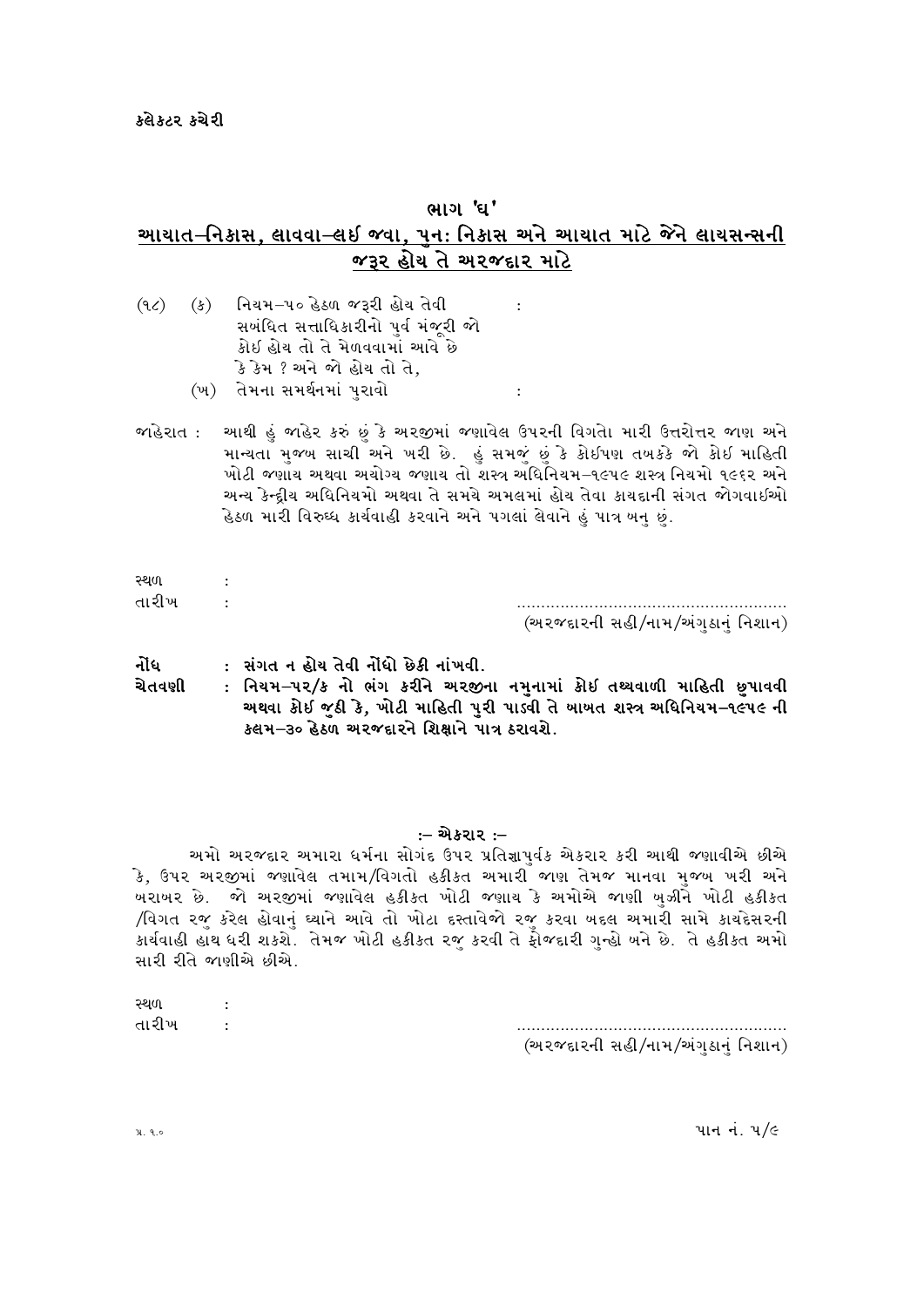કલેક્ટર કચેરી

## ભાગ 'ઘ'

## આયાત–નિકાસ, લાવવા–લઈ જવા, પુન: નિકાસ અને આયાત માટે જેને લાયસન્સની જરૂર હોય તે અરજદાર માટે

(૧૮) (ક) નિયમ–૫૦ હેઠળ જરૂરી હોય તેવી સબંધિત સત્તાધિકારીનો પુર્વ મંજૂરી જો કોઈ હોય તો તે મેળવવામાં આવે છે કે કેમ ? અને જો હોય તો તે, :

(ખ) તેમના સમર્થનમાં પુરાવો :

જાહેરાત : આથી હું જાહેર કરું છું કે અરજીમાં જણાવેલ ઉપરની વિગતો મારી ઉત્તરોત્તર જાણ અને માન્યતા મુજબ સાચી અને ખરી છે. હું સમજું છું કે કોઈપણ તબક્કે જો કોઈ માહિતી ખોટી જણાય અથવા અયોગ્ય જણાય તો શસ્ત્ર અધિનિયમ–૧૯૫૯ શસ્ત્ર નિયમો ૧૯૬૨ અને અન્ય કેન્દ્રીય અધિનિયમો અથવા તે સમયે અમલમાં હોય તેવા કાયદાની સંગત જોગવાઈઓ હેઠળ મારી વિરુધ્ધ કાર્યવાહી કરવાને અને પગલાં લેવાને હું પાત્ર બનુ છું.

સ્થળ :
તારીખ :

........................................................
(અરજદારની સહી/નામ/અંગુઠાનું નિશાન)

**નોંધ : સંગત ન હોય તેવી નોંધો છેકી નાંખવી.**
**ચેતવણી : નિયમ–૫૨/ક નો ભંગ કરીને અરજીના નમુનામાં કોઈ તથ્યવાળી માહિતી છુપાવવી અથવા કોઈ જુઠી કે, ખોટી માહિતી પુરી પાડવી તે બાબત શસ્ત્ર અધિનિયમ–૧૯૫૯ ની કલમ–૩૦ હેઠળ અરજદારને શિક્ષાને પાત્ર ઠરાવશે.**

### :– એકરાર :–

અમો અરજદાર અમારા ધર્મના સોગંદ ઉપર પ્રતિજ્ઞાપુર્વક એકરાર કરી આથી જણાવીએ છીએ કે, ઉપર અરજીમાં જણાવેલ તમામ/વિગતો હકીકત અમારી જાણ તેમજ માનવા મુજબ ખરી અને બરાબર છે. જો અરજીમાં જણાવેલ હકીકત ખોટી જણાય કે અમોએ જાણી બુઝીને ખોટી હકીકત /વિગત રજુ કરેલ હોવાનું ધ્યાને આવે તો ખોટા દસ્તાવેજો રજુ કરવા બદલ અમારી સામે કાયદેસરની કાર્યવાહી હાથ ધરી શકશે. તેમજ ખોટી હકીકત રજુ કરવી તે ફોજદારી ગુન્હો બને છે. તે હકીકત અમો સારી રીતે જાણીએ છીએ.

સ્થળ :
તારીખ :

........................................................
(અરજદારની સહી/નામ/અંગુઠાનું નિશાન)

પ્ર. ૧.૦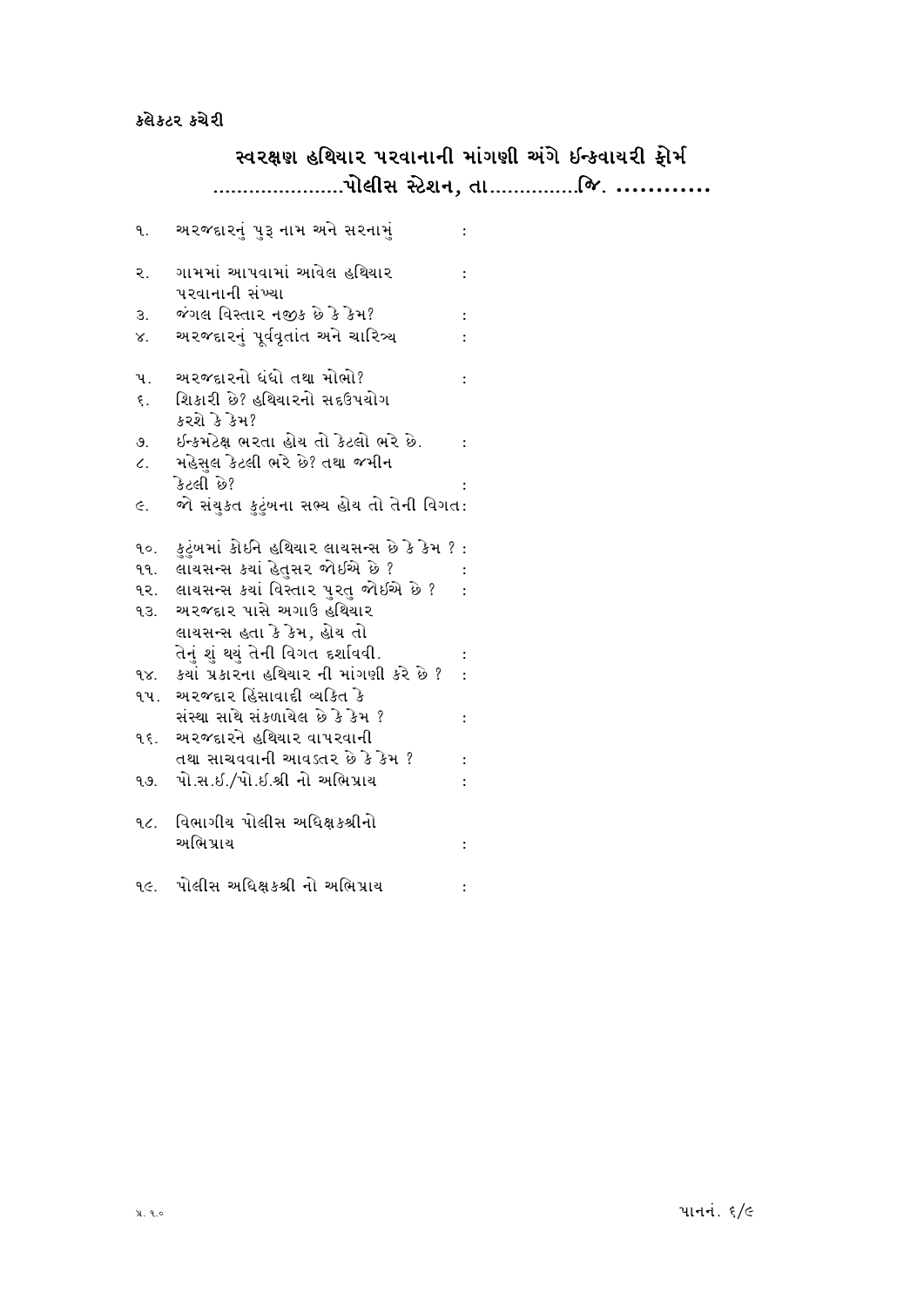કલેકટર કચેરી

## સ્વરક્ષણ હથિયાર પરવાનાની માંગણી અંગે ઈન્કવાયરી ફોર્મ

## ......................પોલીસ સ્ટેશન, તા...............જિ. ............

૧. અરજદારનું પુરૂ નામ અને સરનામું :

૨. ગામમાં આપવામાં આવેલ હથિયાર પરવાનાની સંખ્યા :

૩. જંગલ વિસ્તાર નજીક છે કે કેમ? :

૪. અરજદારનું પૂર્વવૃતાંત અને ચારિત્ર્ય :

૫. અરજદારનો ધંધો તથા મોભો? :

૬. શિકારી છે? હથિયારનો સદઉપયોગ કરશે કે કેમ?

૭. ઈન્કમટેક્ષ ભરતા હોય તો કેટલો ભરે છે. :

૮. મહેસુલ કેટલી ભરે છે? તથા જમીન કેટલી છે? :

૯. જો સંયુકત કુટુંબના સભ્ય હોય તો તેની વિગત:

૧૦. કુટુંબમાં કોઈને હથિયાર લાયસન્સ છે કે કેમ ? :

૧૧. લાયસન્સ કયાં હેતુસર જોઈએ છે ? :

૧૨. લાયસન્સ કયાં વિસ્તાર પુરતુ જોઈએ છે ? :

૧૩. અરજદાર પાસે અગાઉ હથિયાર લાયસન્સ હતા કે કેમ, હોય તો તેનું શું થયું તેની વિગત દર્શાવવી. :

૧૪. કયાં પ્રકારના હથિયાર ની માંગણી કરે છે ? :

૧૫. અરજદાર હિંસાવાદી વ્યકિત કે સંસ્થા સાથે સંકળાયેલ છે કે કેમ ? :

૧૬. અરજદારને હથિયાર વાપરવાની તથા સાચવવાની આવડતર છે કે કેમ ? :

૧૭. પો.સ.ઈ./પો.ઈ.શ્રી નો અભિપ્રાય :

૧૮. વિભાગીય પોલીસ અધિક્ષકશ્રીનો અભિપ્રાય :

૧૯. પોલીસ અધિક્ષકશ્રી નો અભિપ્રાય :

પ્ર. ૧૦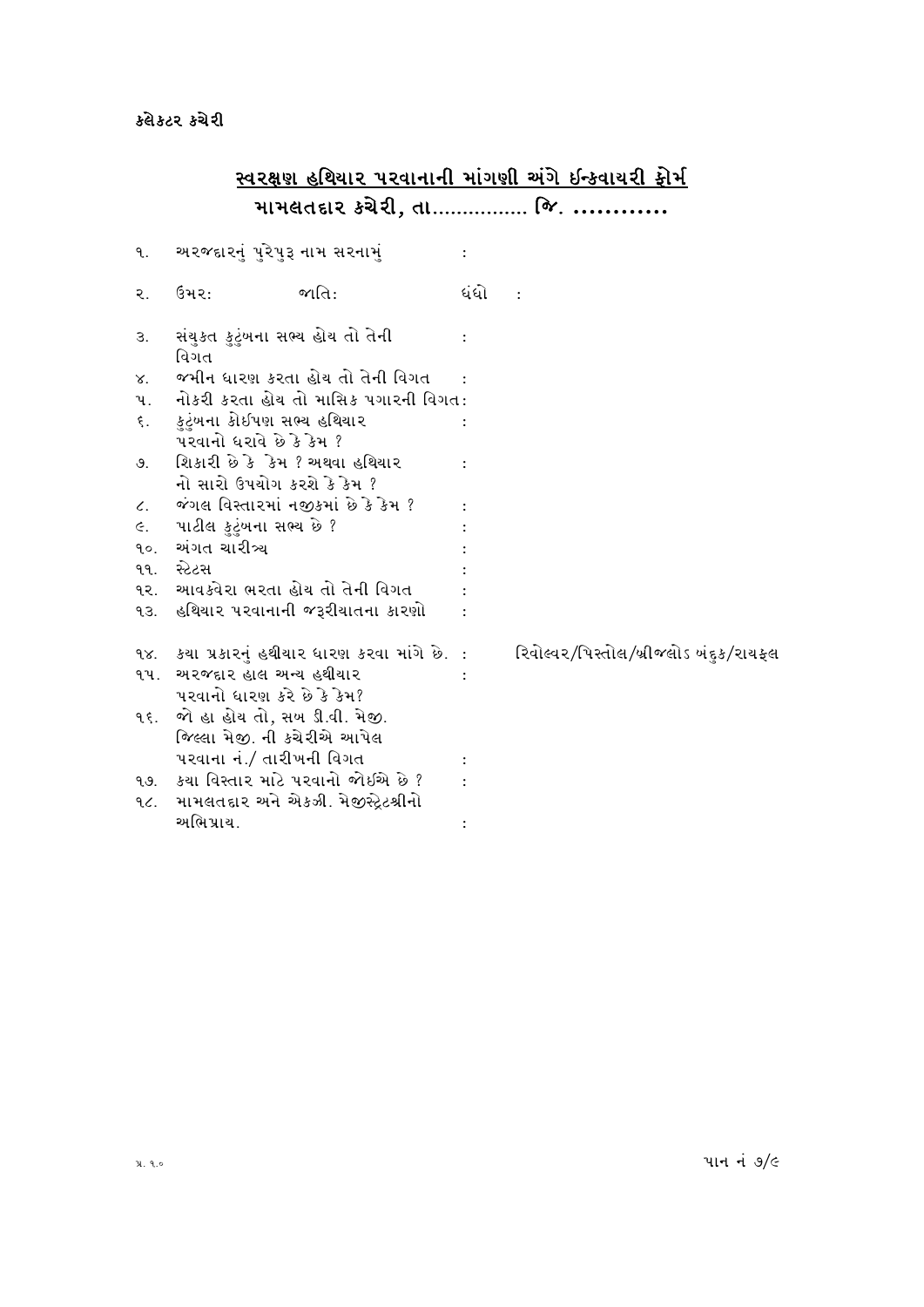કલેકટર કચેરી

## <u>સ્વરક્ષણ હથિયાર પરવાનાની માંગણી અંગે ઈન્કવાયરી ફોર્મ</u>

## મામલતદાર કચેરી, તા................ જિ. ............

૧. અરજદારનું પુરેપુરૂ નામ સરનામું :

૨. ઉમર: જાતિ: ધંધો :

૩. સંયુકત કુટુંબના સભ્ય હોય તો તેની વિગત :

૪. જમીન ધારણ કરતા હોય તો તેની વિગત :

૫. નોકરી કરતા હોય તો માસિક પગારની વિગત:

૬. કુટુંબના કોઈપણ સભ્ય હથિયાર પરવાનો ધરાવે છે કે કેમ ? :

૭. શિકારી છે કે કેમ ? અથવા હથિયાર નો સારો ઉપયોગ કરશે કે કેમ ? :

૮. જંગલ વિસ્તારમાં નજીકમાં છે કે કેમ ? :

૯. પાટીલ કુટુંબના સભ્ય છે ? :

૧૦. અંગત ચારીત્ર્ય :

૧૧. સ્ટેટસ :

૧૨. આવકવેરા ભરતા હોય તો તેની વિગત :

૧૩. હથિયાર પરવાનાની જરૂરીયાતના કારણો :

૧૪. કયા પ્રકારનું હથીયાર ધારણ કરવા માંગે છે. : રિવોલ્વર/પિસ્તોલ/બ્રીજલોડ બંદુક/રાયફલ

૧૫. અરજદાર હાલ અન્ય હથીયાર પરવાનો ધારણ કરે છે કે કેમ? :

૧૬. જો હા હોય તો, સબ ડી.વી. મેજી. જિલ્લા મેજી. ની કચેરીએ આપેલ પરવાના નં./ તારીખની વિગત :

૧૭. કયા વિસ્તાર માટે પરવાનો જોઈએ છે ? :

૧૮. મામલતદાર અને એકઝી. મેજીસ્ટ્રેટશ્રીનો અભિપ્રાય. :

પ્ર. ૧.૦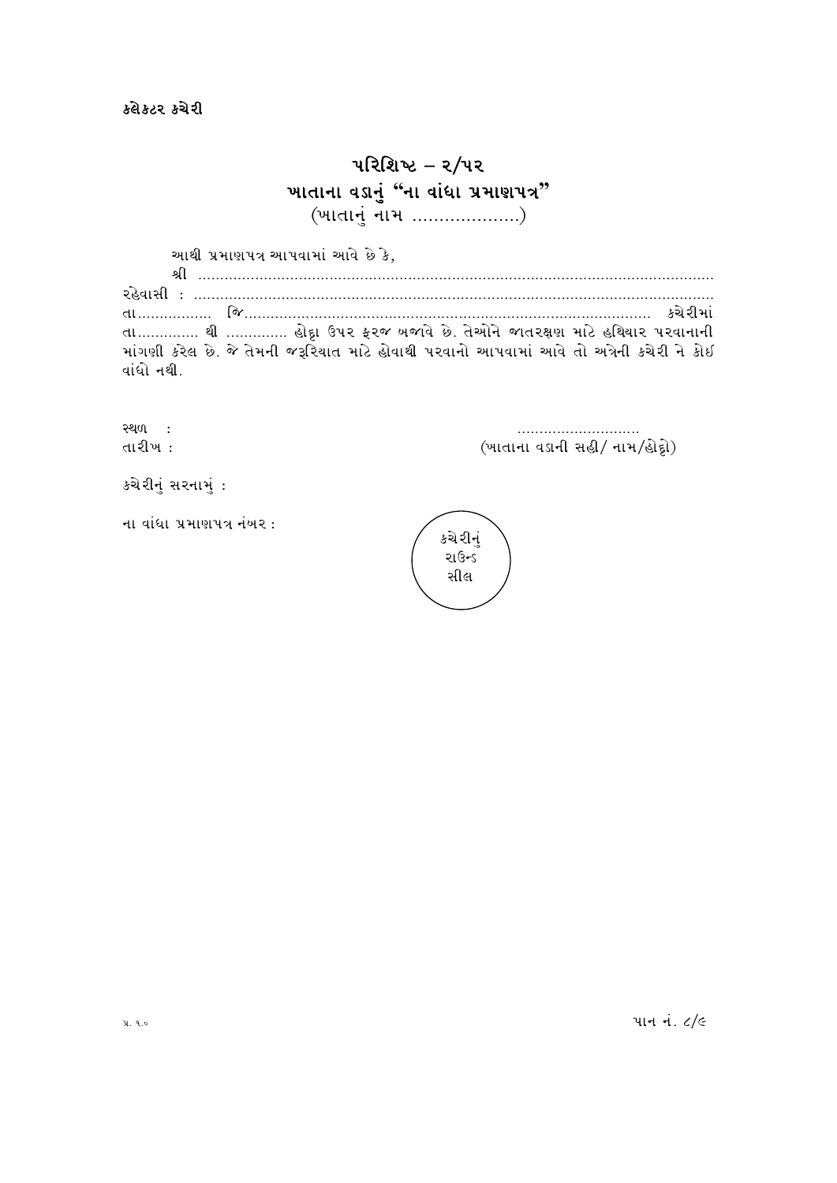કલેક્ટર કચેરી

# પરિશિષ્ટ – ૨/૫૨
## ખાતાના વડાનું "ના વાંધા પ્રમાણપત્ર"
(ખાતાનું નામ ....................)

આથી પ્રમાણપત્ર આપવામાં આવે છે કે,

શ્રી ......................................................................................................................

રહેવાસી : ......................................................................................................................

તા................. જિ........................................................................................... કચેરીમાં તા.............. થી .............. હોદ્દા ઉપર ફરજ બજાવે છે. તેઓને જાતરક્ષણ માટે હથિયાર પરવાનાની માંગણી કરેલ છે. જે તેમની જરૂરિયાત માટે હોવાથી પરવાનો આપવામાં આવે તો અત્રેની કચેરી ને કોઈ વાંધો નથી.

સ્થળ :

તારીખ :

............................

(ખાતાના વડાની સહી/ નામ/હોદ્દો)

કચેરીનું સરનામું :

ના વાંધા પ્રમાણપત્ર નંબર :

કચેરીનું
રાઉન્ડ
સીલ

પ્ર. ૧.૦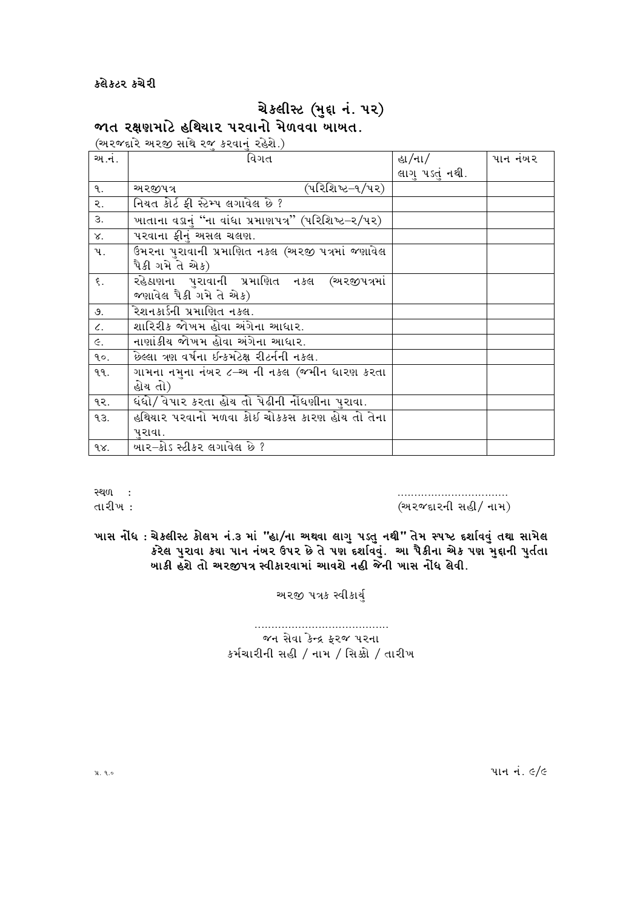કલેકટર કચેરી

# ચેકલીસ્ટ (મુદ્દા નં. ૫૨)

## જાત રક્ષણમાટે હથિયાર પરવાનો મેળવવા બાબત.

(અરજદારે અરજી સાથે રજુ કરવાનું રહેશે.)

| અ.નં. | વિગત | હા/ના/ લાગુ પડતું નથી. | પાન નંબર |
|---|---|---|---|
| ૧. | અરજીપત્ર (પરિશિષ્ટ–૧/૫૨) | | |
| ૨. | નિયત કોર્ટ ફી સ્ટેમ્પ લગાવેલ છે ? | | |
| ૩. | ખાતાના વડાનું "ના વાંધા પ્રમાણપત્ર" (પરિશિષ્ટ–૨/૫૨) | | |
| ૪. | પરવાના ફીનું અસલ ચલણ. | | |
| ૫. | ઉમરના પુરાવાની પ્રમાણિત નકલ (અરજી પત્રમાં જણાવેલ પૈકી ગમે તે એક) | | |
| ૬. | રહેઠાણના પુરાવાની પ્રમાણિત નકલ (અરજીપત્રમાં જણાવેલ પૈકી ગમે તે એક) | | |
| ૭. | રેશનકાર્ડની પ્રમાણિત નકલ. | | |
| ૮. | શારિરીક જોખમ હોવા અંગેના આધાર. | | |
| ૯. | નાણાંકીય જોખમ હોવા અંગેના આધાર. | | |
| ૧૦. | છેલ્લા ત્રણ વર્ષના ઇન્કમટેક્ષ રીટર્નની નકલ. | | |
| ૧૧. | ગામના નમુના નંબર ૮–અ ની નકલ (જમીન ધારણ કરતા હોય તો) | | |
| ૧૨. | ધંધો/ વેપાર કરતા હોય તો પેઢીની નોંધણીના પુરાવા. | | |
| ૧૩. | હથિયાર પરવાનો મળવા કોઇ ચોકકસ કારણ હોય તો તેના પુરાવા. | | |
| ૧૪. | બાર–કોડ સ્ટીકર લગાવેલ છે ? | | |

સ્થળ :

તારીખ :

.................................

(અરજદારની સહી/ નામ)

**ખાસ નોંધ : ચેકલીસ્ટ કોલમ નં.૩ માં "હા/ના અથવા લાગુ પડતુ નથી" તેમ સ્પષ્ટ દર્શાવવું તથા સામેલ કરેલ પુરાવા કયા પાન નંબર ઉપર છે તે પણ દર્શાવવું. આ પૈકીના એક પણ મુદ્દાની પુર્તતા બાકી હશે તો અરજીપત્ર સ્વીકારવામાં આવશે નહી જેની ખાસ નોંધ લેવી.**

અરજી પત્રક સ્વીકાર્યુ

........................................

જન સેવા કેન્દ્ર ફરજ પરના

કર્મચારીની સહી / નામ / સિક્કો / તારીખ

પ્ર. ૧.૦